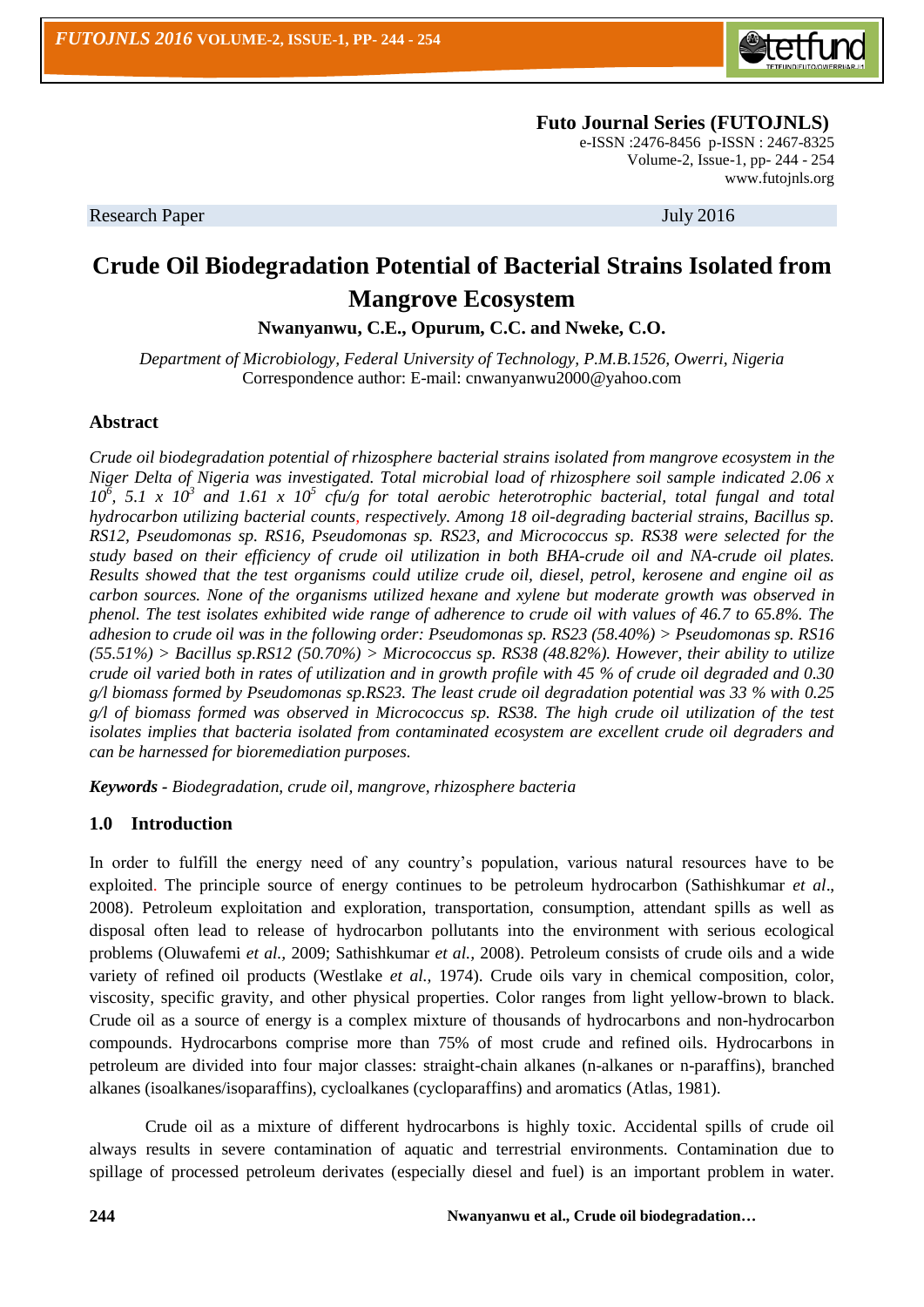**Futo Journal Series (FUTOJNLS)**
e-ISSN :2476-8456 p-ISSN : 2467-8325
Volume-2, Issue-1, pp- 244 - 254
www.futojnls.org

Research Paper July 2016

# Crude Oil Biodegradation Potential of Bacterial Strains Isolated from Mangrove Ecosystem

**Nwanyanwu, C.E., Opurum, C.C. and Nweke, C.O.**

*Department of Microbiology, Federal University of Technology, P.M.B.1526, Owerri, Nigeria*
Correspondence author: E-mail: cnwanyanwu2000@yahoo.com

## Abstract

*Crude oil biodegradation potential of rhizosphere bacterial strains isolated from mangrove ecosystem in the Niger Delta of Nigeria was investigated. Total microbial load of rhizosphere soil sample indicated 2.06 x $10^6$, 5.1 x $10^3$ and 1.61 x $10^5$ cfu/g for total aerobic heterotrophic bacterial, total fungal and total hydrocarbon utilizing bacterial counts, respectively. Among 18 oil-degrading bacterial strains, Bacillus sp. RS12, Pseudomonas sp. RS16, Pseudomonas sp. RS23, and Micrococcus sp. RS38 were selected for the study based on their efficiency of crude oil utilization in both BHA-crude oil and NA-crude oil plates. Results showed that the test organisms could utilize crude oil, diesel, petrol, kerosene and engine oil as carbon sources. None of the organisms utilized hexane and xylene but moderate growth was observed in phenol. The test isolates exhibited wide range of adherence to crude oil with values of 46.7 to 65.8%. The adhesion to crude oil was in the following order: Pseudomonas sp. RS23 (58.40%) > Pseudomonas sp. RS16 (55.51%) > Bacillus sp.RS12 (50.70%) > Micrococcus sp. RS38 (48.82%). However, their ability to utilize crude oil varied both in rates of utilization and in growth profile with 45 % of crude oil degraded and 0.30 g/l biomass formed by Pseudomonas sp.RS23. The least crude oil degradation potential was 33 % with 0.25 g/l of biomass formed was observed in Micrococcus sp. RS38. The high crude oil utilization of the test isolates implies that bacteria isolated from contaminated ecosystem are excellent crude oil degraders and can be harnessed for bioremediation purposes.*

***Keywords** - Biodegradation, crude oil, mangrove, rhizosphere bacteria*

## 1.0 Introduction

In order to fulfill the energy need of any country's population, various natural resources have to be exploited. The principle source of energy continues to be petroleum hydrocarbon (Sathishkumar *et al*., 2008). Petroleum exploitation and exploration, transportation, consumption, attendant spills as well as disposal often lead to release of hydrocarbon pollutants into the environment with serious ecological problems (Oluwafemi *et al.*, 2009; Sathishkumar *et al.,* 2008). Petroleum consists of crude oils and a wide variety of refined oil products (Westlake *et al.,* 1974). Crude oils vary in chemical composition, color, viscosity, specific gravity, and other physical properties. Color ranges from light yellow-brown to black. Crude oil as a source of energy is a complex mixture of thousands of hydrocarbons and non-hydrocarbon compounds. Hydrocarbons comprise more than 75% of most crude and refined oils. Hydrocarbons in petroleum are divided into four major classes: straight-chain alkanes (n-alkanes or n-paraffins), branched alkanes (isoalkanes/isoparaffins), cycloalkanes (cycloparaffins) and aromatics (Atlas, 1981).

Crude oil as a mixture of different hydrocarbons is highly toxic. Accidental spills of crude oil always results in severe contamination of aquatic and terrestrial environments. Contamination due to spillage of processed petroleum derivates (especially diesel and fuel) is an important problem in water.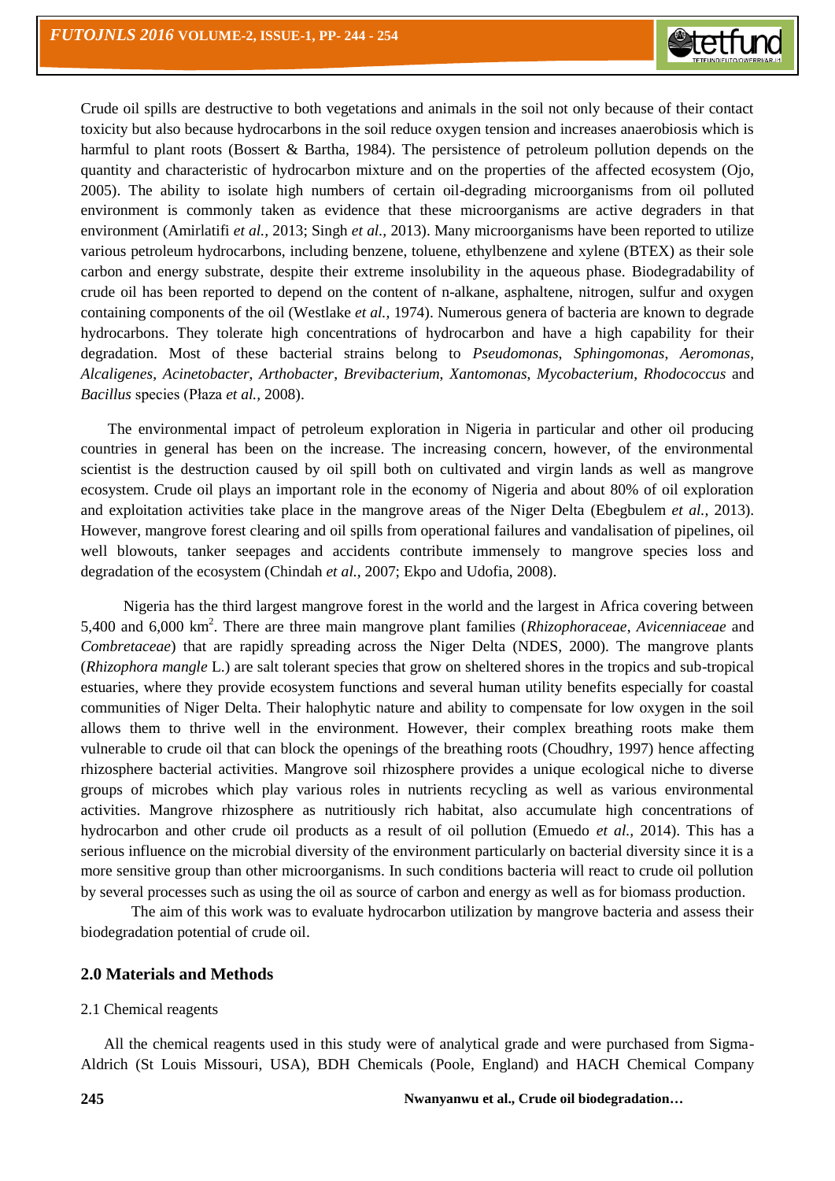Crude oil spills are destructive to both vegetations and animals in the soil not only because of their contact toxicity but also because hydrocarbons in the soil reduce oxygen tension and increases anaerobiosis which is harmful to plant roots (Bossert & Bartha, 1984). The persistence of petroleum pollution depends on the quantity and characteristic of hydrocarbon mixture and on the properties of the affected ecosystem (Ojo, 2005). The ability to isolate high numbers of certain oil-degrading microorganisms from oil polluted environment is commonly taken as evidence that these microorganisms are active degraders in that environment (Amirlatifi *et al.,* 2013; Singh *et al.,* 2013). Many microorganisms have been reported to utilize various petroleum hydrocarbons, including benzene, toluene, ethylbenzene and xylene (BTEX) as their sole carbon and energy substrate, despite their extreme insolubility in the aqueous phase. Biodegradability of crude oil has been reported to depend on the content of n-alkane, asphaltene, nitrogen, sulfur and oxygen containing components of the oil (Westlake *et al.,* 1974). Numerous genera of bacteria are known to degrade hydrocarbons. They tolerate high concentrations of hydrocarbon and have a high capability for their degradation. Most of these bacterial strains belong to *Pseudomonas*, *Sphingomonas*, *Aeromonas*, *Alcaligenes*, *Acinetobacter*, *Arthobacter*, *Brevibacterium*, *Xantomonas*, *Mycobacterium*, *Rhodococcus* and *Bacillus* species (Płaza *et al.,* 2008).

The environmental impact of petroleum exploration in Nigeria in particular and other oil producing countries in general has been on the increase. The increasing concern, however, of the environmental scientist is the destruction caused by oil spill both on cultivated and virgin lands as well as mangrove ecosystem. Crude oil plays an important role in the economy of Nigeria and about 80% of oil exploration and exploitation activities take place in the mangrove areas of the Niger Delta (Ebegbulem *et al.,* 2013). However, mangrove forest clearing and oil spills from operational failures and vandalisation of pipelines, oil well blowouts, tanker seepages and accidents contribute immensely to mangrove species loss and degradation of the ecosystem (Chindah *et al.,* 2007; Ekpo and Udofia, 2008).

Nigeria has the third largest mangrove forest in the world and the largest in Africa covering between 5,400 and 6,000 $km^2$. There are three main mangrove plant families (*Rhizophoraceae*, *Avicenniaceae* and *Combretaceae*) that are rapidly spreading across the Niger Delta (NDES, 2000). The mangrove plants (*Rhizophora mangle* L.) are salt tolerant species that grow on sheltered shores in the tropics and sub-tropical estuaries, where they provide ecosystem functions and several human utility benefits especially for coastal communities of Niger Delta. Their halophytic nature and ability to compensate for low oxygen in the soil allows them to thrive well in the environment. However, their complex breathing roots make them vulnerable to crude oil that can block the openings of the breathing roots (Choudhry, 1997) hence affecting rhizosphere bacterial activities. Mangrove soil rhizosphere provides a unique ecological niche to diverse groups of microbes which play various roles in nutrients recycling as well as various environmental activities. Mangrove rhizosphere as nutritiously rich habitat, also accumulate high concentrations of hydrocarbon and other crude oil products as a result of oil pollution (Emuedo *et al.,* 2014). This has a serious influence on the microbial diversity of the environment particularly on bacterial diversity since it is a more sensitive group than other microorganisms. In such conditions bacteria will react to crude oil pollution by several processes such as using the oil as source of carbon and energy as well as for biomass production.

The aim of this work was to evaluate hydrocarbon utilization by mangrove bacteria and assess their biodegradation potential of crude oil.

## 2.0 Materials and Methods

### 2.1 Chemical reagents

All the chemical reagents used in this study were of analytical grade and were purchased from Sigma-Aldrich (St Louis Missouri, USA), BDH Chemicals (Poole, England) and HACH Chemical Company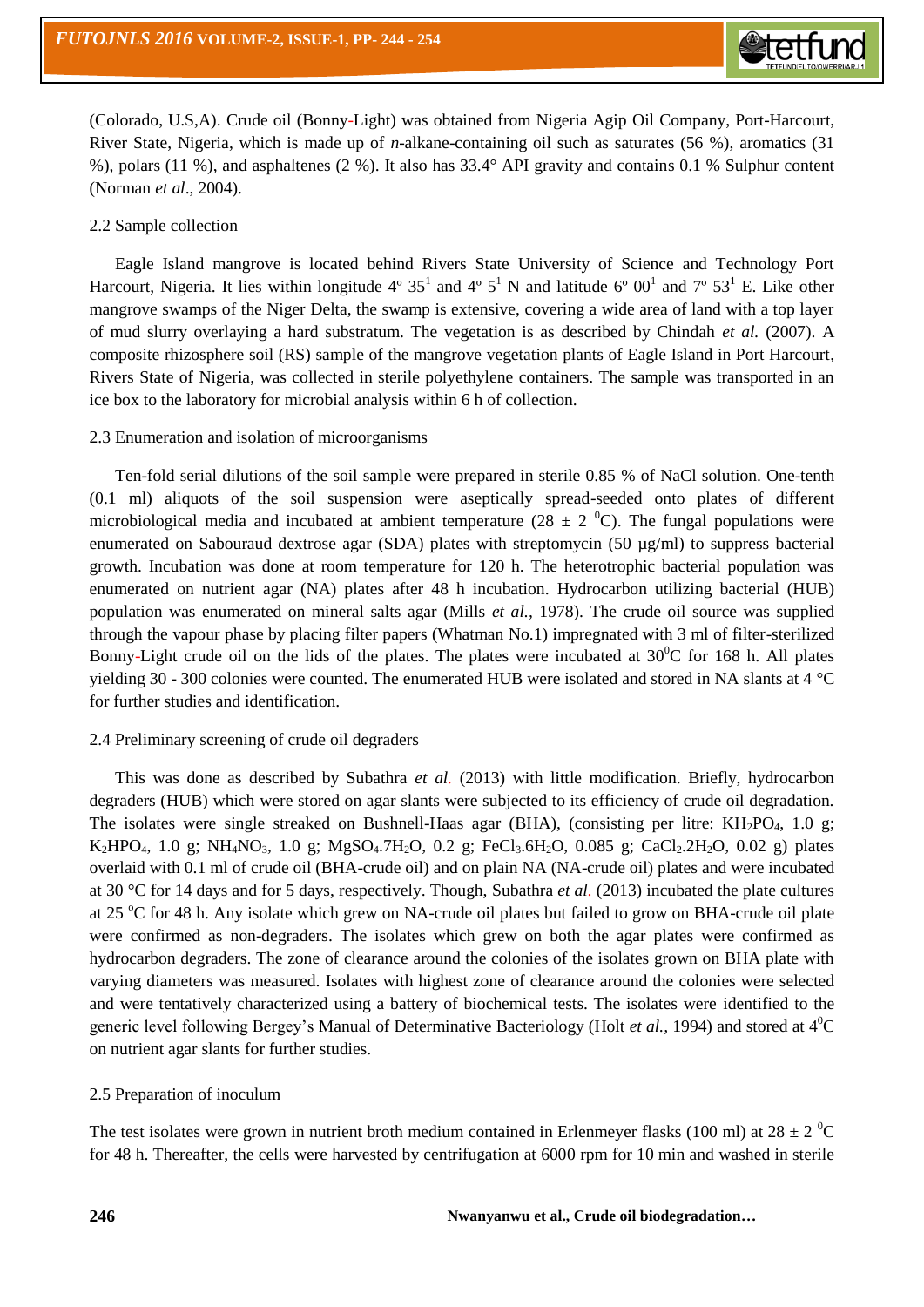(Colorado, U.S,A). Crude oil (Bonny-Light) was obtained from Nigeria Agip Oil Company, Port-Harcourt, River State, Nigeria, which is made up of *n*-alkane-containing oil such as saturates (56 %), aromatics (31 %), polars (11 %), and asphaltenes (2 %). It also has 33.4° API gravity and contains 0.1 % Sulphur content (Norman *et al*., 2004).

2.2 Sample collection

Eagle Island mangrove is located behind Rivers State University of Science and Technology Port Harcourt, Nigeria. It lies within longitude 4º 35[1] and 4º 5[1] N and latitude 6º 00[1] and 7º 53[1] E. Like other mangrove swamps of the Niger Delta, the swamp is extensive, covering a wide area of land with a top layer of mud slurry overlaying a hard substratum. The vegetation is as described by Chindah *et al.* (2007). A composite rhizosphere soil (RS) sample of the mangrove vegetation plants of Eagle Island in Port Harcourt, Rivers State of Nigeria, was collected in sterile polyethylene containers. The sample was transported in an ice box to the laboratory for microbial analysis within 6 h of collection.

2.3 Enumeration and isolation of microorganisms

Ten-fold serial dilutions of the soil sample were prepared in sterile 0.85 % of NaCl solution. One-tenth (0.1 ml) aliquots of the soil suspension were aseptically spread-seeded onto plates of different microbiological media and incubated at ambient temperature (28 ± 2 $^0$C). The fungal populations were enumerated on Sabouraud dextrose agar (SDA) plates with streptomycin (50 µg/ml) to suppress bacterial growth. Incubation was done at room temperature for 120 h. The heterotrophic bacterial population was enumerated on nutrient agar (NA) plates after 48 h incubation. Hydrocarbon utilizing bacterial (HUB) population was enumerated on mineral salts agar (Mills *et al.,* 1978). The crude oil source was supplied through the vapour phase by placing filter papers (Whatman No.1) impregnated with 3 ml of filter-sterilized Bonny-Light crude oil on the lids of the plates. The plates were incubated at 30$^0$C for 168 h. All plates yielding 30 - 300 colonies were counted. The enumerated HUB were isolated and stored in NA slants at 4 °C for further studies and identification.

2.4 Preliminary screening of crude oil degraders

This was done as described by Subathra *et al.* (2013) with little modification. Briefly, hydrocarbon degraders (HUB) which were stored on agar slants were subjected to its efficiency of crude oil degradation. The isolates were single streaked on Bushnell-Haas agar (BHA), (consisting per litre: $KH_2PO_4$, 1.0 g; $K_2HPO_4$, 1.0 g; $NH_4NO_3$, 1.0 g; $MgSO_4.7H_2O$, 0.2 g; $FeCl_3.6H_2O$, 0.085 g; $CaCl_2.2H_2O$, 0.02 g) plates overlaid with 0.1 ml of crude oil (BHA-crude oil) and on plain NA (NA-crude oil) plates and were incubated at 30 °C for 14 days and for 5 days, respectively. Though, Subathra *et al.* (2013) incubated the plate cultures at 25 $^o$C for 48 h. Any isolate which grew on NA-crude oil plates but failed to grow on BHA-crude oil plate were confirmed as non-degraders. The isolates which grew on both the agar plates were confirmed as hydrocarbon degraders. The zone of clearance around the colonies of the isolates grown on BHA plate with varying diameters was measured. Isolates with highest zone of clearance around the colonies were selected and were tentatively characterized using a battery of biochemical tests. The isolates were identified to the generic level following Bergey's Manual of Determinative Bacteriology (Holt *et al.,* 1994) and stored at 4$^0$C on nutrient agar slants for further studies.

2.5 Preparation of inoculum

The test isolates were grown in nutrient broth medium contained in Erlenmeyer flasks (100 ml) at 28 ± 2 $^0$C for 48 h. Thereafter, the cells were harvested by centrifugation at 6000 rpm for 10 min and washed in sterile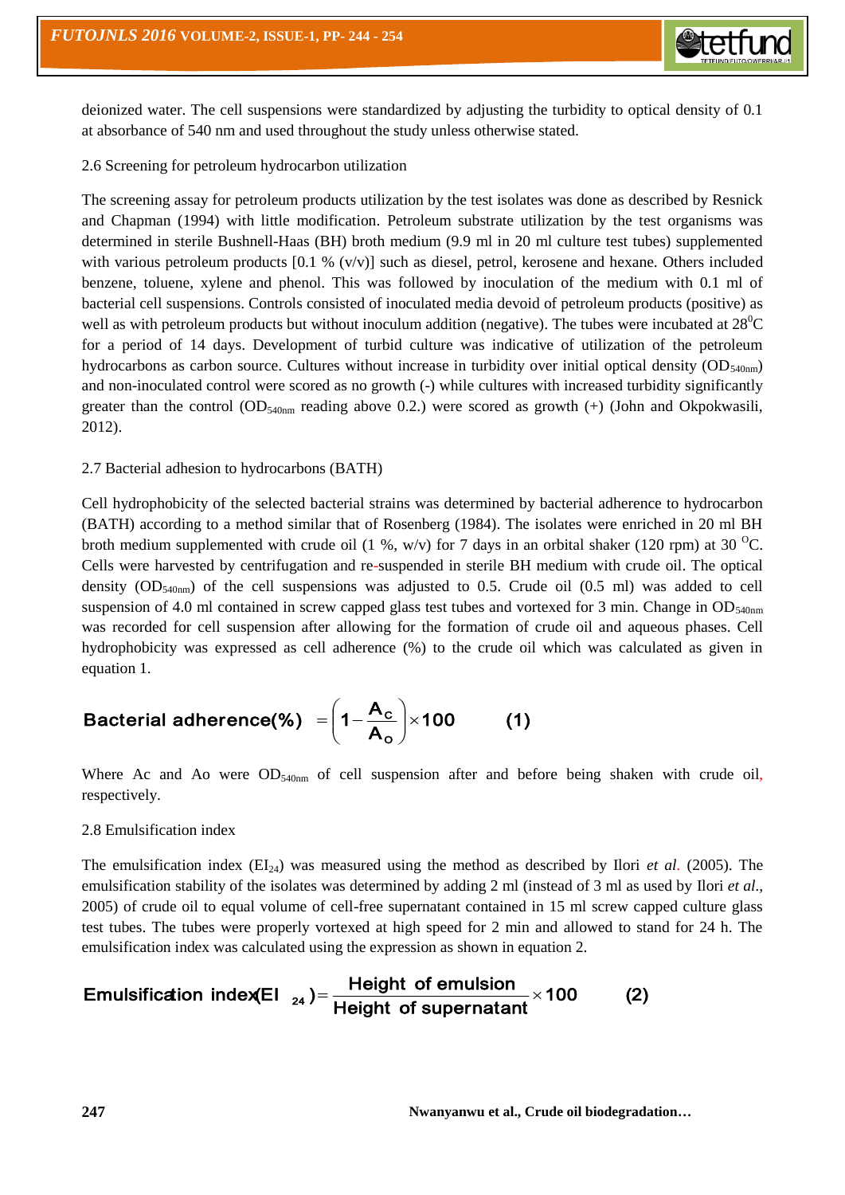deionized water. The cell suspensions were standardized by adjusting the turbidity to optical density of 0.1 at absorbance of 540 nm and used throughout the study unless otherwise stated.

### 2.6 Screening for petroleum hydrocarbon utilization

The screening assay for petroleum products utilization by the test isolates was done as described by Resnick and Chapman (1994) with little modification. Petroleum substrate utilization by the test organisms was determined in sterile Bushnell-Haas (BH) broth medium (9.9 ml in 20 ml culture test tubes) supplemented with various petroleum products [0.1 % (v/v)] such as diesel, petrol, kerosene and hexane. Others included benzene, toluene, xylene and phenol. This was followed by inoculation of the medium with 0.1 ml of bacterial cell suspensions. Controls consisted of inoculated media devoid of petroleum products (positive) as well as with petroleum products but without inoculum addition (negative). The tubes were incubated at $28^0$C for a period of 14 days. Development of turbid culture was indicative of utilization of the petroleum hydrocarbons as carbon source. Cultures without increase in turbidity over initial optical density ($OD_{540nm}$) and non-inoculated control were scored as no growth (-) while cultures with increased turbidity significantly greater than the control ($OD_{540nm}$ reading above 0.2.) were scored as growth (+) (John and Okpokwasili, 2012).

### 2.7 Bacterial adhesion to hydrocarbons (BATH)

Cell hydrophobicity of the selected bacterial strains was determined by bacterial adherence to hydrocarbon (BATH) according to a method similar that of Rosenberg (1984). The isolates were enriched in 20 ml BH broth medium supplemented with crude oil (1 %, w/v) for 7 days in an orbital shaker (120 rpm) at 30 $^O$C. Cells were harvested by centrifugation and re-suspended in sterile BH medium with crude oil. The optical density ($OD_{540nm}$) of the cell suspensions was adjusted to 0.5. Crude oil (0.5 ml) was added to cell suspension of 4.0 ml contained in screw capped glass test tubes and vortexed for 3 min. Change in $OD_{540nm}$ was recorded for cell suspension after allowing for the formation of crude oil and aqueous phases. Cell hydrophobicity was expressed as cell adherence (%) to the crude oil which was calculated as given in equation 1.

$$\text{Bacterial adherence}(\%) = \left(1 - \frac{A_C}{A_O}\right) \times 100 \qquad (1)$$

Where Ac and Ao were $OD_{540nm}$ of cell suspension after and before being shaken with crude oil, respectively.

### 2.8 Emulsification index

The emulsification index ($EI_{24}$) was measured using the method as described by Ilori *et al*. (2005). The emulsification stability of the isolates was determined by adding 2 ml (instead of 3 ml as used by Ilori *et al*., 2005) of crude oil to equal volume of cell-free supernatant contained in 15 ml screw capped culture glass test tubes. The tubes were properly vortexed at high speed for 2 min and allowed to stand for 24 h. The emulsification index was calculated using the expression as shown in equation 2.

$$\text{Emulsification index}(EI_{24}) = \frac{\text{Height of emulsion}}{\text{Height of supernatant}} \times 100 \qquad (2)$$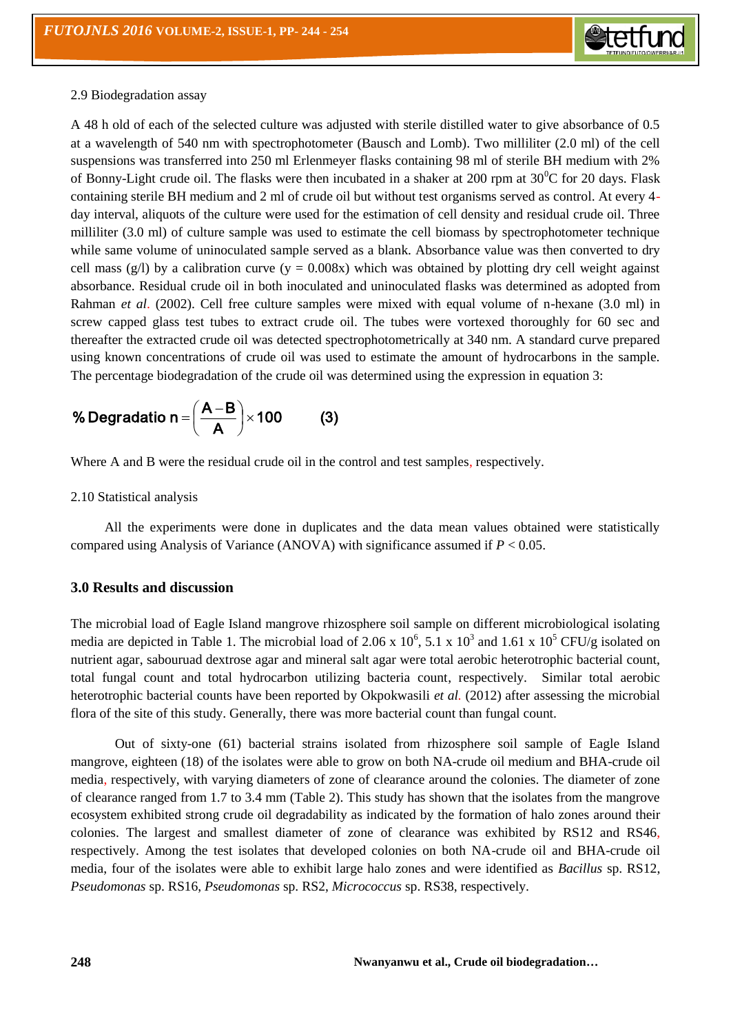2.9 Biodegradation assay

A 48 h old of each of the selected culture was adjusted with sterile distilled water to give absorbance of 0.5 at a wavelength of 540 nm with spectrophotometer (Bausch and Lomb). Two milliliter (2.0 ml) of the cell suspensions was transferred into 250 ml Erlenmeyer flasks containing 98 ml of sterile BH medium with 2% of Bonny-Light crude oil. The flasks were then incubated in a shaker at 200 rpm at $30^0$C for 20 days. Flask containing sterile BH medium and 2 ml of crude oil but without test organisms served as control. At every 4-day interval, aliquots of the culture were used for the estimation of cell density and residual crude oil. Three milliliter (3.0 ml) of culture sample was used to estimate the cell biomass by spectrophotometer technique while same volume of uninoculated sample served as a blank. Absorbance value was then converted to dry cell mass (g/l) by a calibration curve ($y = 0.008x$) which was obtained by plotting dry cell weight against absorbance. Residual crude oil in both inoculated and uninoculated flasks was determined as adopted from Rahman *et al*. (2002). Cell free culture samples were mixed with equal volume of n-hexane (3.0 ml) in screw capped glass test tubes to extract crude oil. The tubes were vortexed thoroughly for 60 sec and thereafter the extracted crude oil was detected spectrophotometrically at 340 nm. A standard curve prepared using known concentrations of crude oil was used to estimate the amount of hydrocarbons in the sample. The percentage biodegradation of the crude oil was determined using the expression in equation 3:

$$\%\,\text{Degradation} = \left(\frac{A - B}{A}\right) \times 100 \qquad (3)$$

Where A and B were the residual crude oil in the control and test samples, respectively.

2.10 Statistical analysis

All the experiments were done in duplicates and the data mean values obtained were statistically compared using Analysis of Variance (ANOVA) with significance assumed if $P < 0.05$.

## 3.0 Results and discussion

The microbial load of Eagle Island mangrove rhizosphere soil sample on different microbiological isolating media are depicted in Table 1. The microbial load of $2.06 \times 10^6$, $5.1 \times 10^3$ and $1.61 \times 10^5$ CFU/g isolated on nutrient agar, sabouruad dextrose agar and mineral salt agar were total aerobic heterotrophic bacterial count, total fungal count and total hydrocarbon utilizing bacteria count, respectively. Similar total aerobic heterotrophic bacterial counts have been reported by Okpokwasili *et al.* (2012) after assessing the microbial flora of the site of this study. Generally, there was more bacterial count than fungal count.

Out of sixty-one (61) bacterial strains isolated from rhizosphere soil sample of Eagle Island mangrove, eighteen (18) of the isolates were able to grow on both NA-crude oil medium and BHA-crude oil media, respectively, with varying diameters of zone of clearance around the colonies. The diameter of zone of clearance ranged from 1.7 to 3.4 mm (Table 2). This study has shown that the isolates from the mangrove ecosystem exhibited strong crude oil degradability as indicated by the formation of halo zones around their colonies. The largest and smallest diameter of zone of clearance was exhibited by RS12 and RS46, respectively. Among the test isolates that developed colonies on both NA-crude oil and BHA-crude oil media, four of the isolates were able to exhibit large halo zones and were identified as *Bacillus* sp. RS12, *Pseudomonas* sp. RS16, *Pseudomonas* sp. RS2, *Micrococcus* sp. RS38, respectively.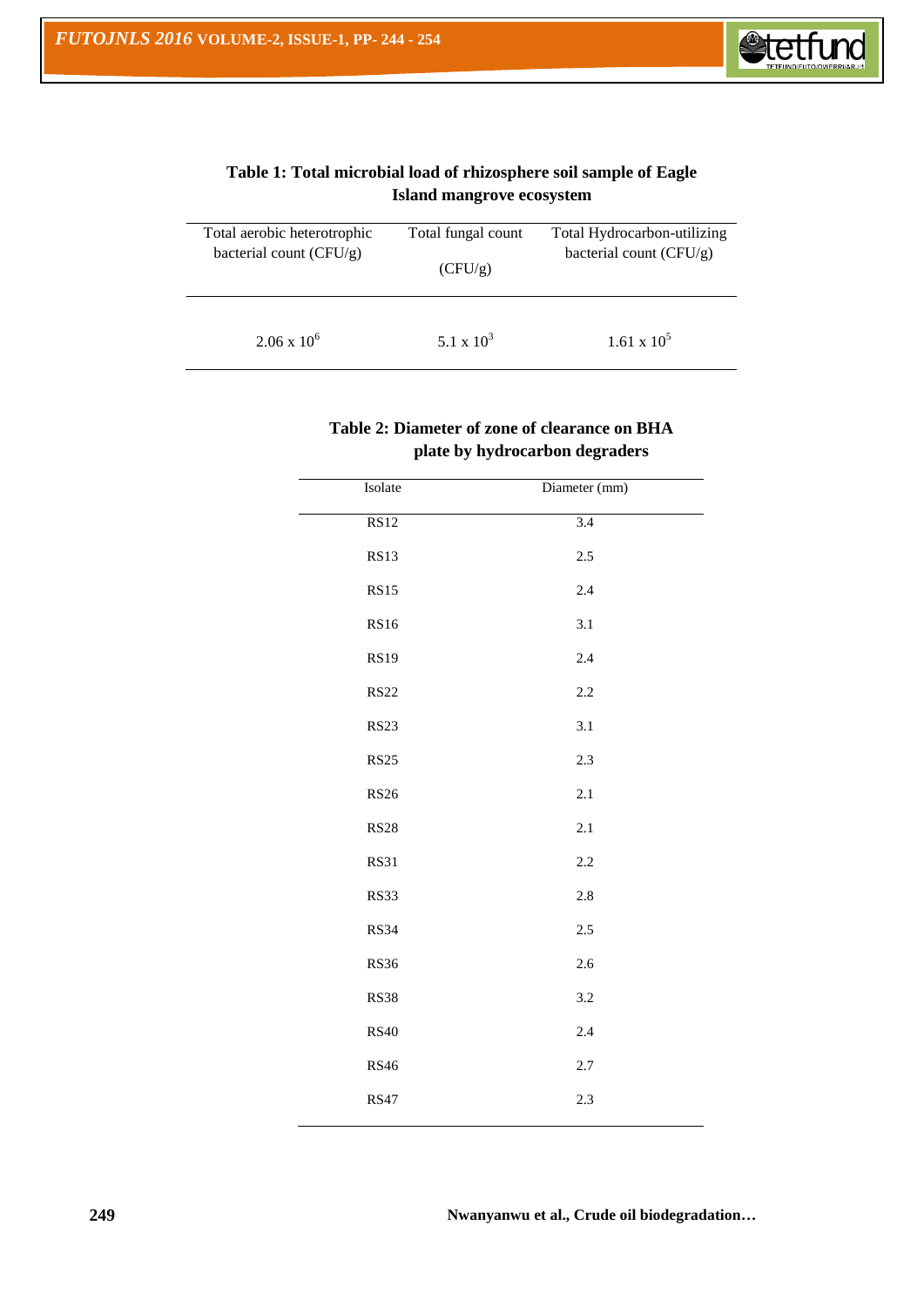**Table 1: Total microbial load of rhizosphere soil sample of Eagle Island mangrove ecosystem**

| Total aerobic heterotrophic bacterial count (CFU/g) | Total fungal count (CFU/g) | Total Hydrocarbon-utilizing bacterial count (CFU/g) |
|---|---|---|
| $2.06 \times 10^6$ | $5.1 \times 10^3$ | $1.61 \times 10^5$ |

**Table 2: Diameter of zone of clearance on BHA plate by hydrocarbon degraders**

| Isolate | Diameter (mm) |
|---|---|
| RS12 | 3.4 |
| RS13 | 2.5 |
| RS15 | 2.4 |
| RS16 | 3.1 |
| RS19 | 2.4 |
| RS22 | 2.2 |
| RS23 | 3.1 |
| RS25 | 2.3 |
| RS26 | 2.1 |
| RS28 | 2.1 |
| RS31 | 2.2 |
| RS33 | 2.8 |
| RS34 | 2.5 |
| RS36 | 2.6 |
| RS38 | 3.2 |
| RS40 | 2.4 |
| RS46 | 2.7 |
| RS47 | 2.3 |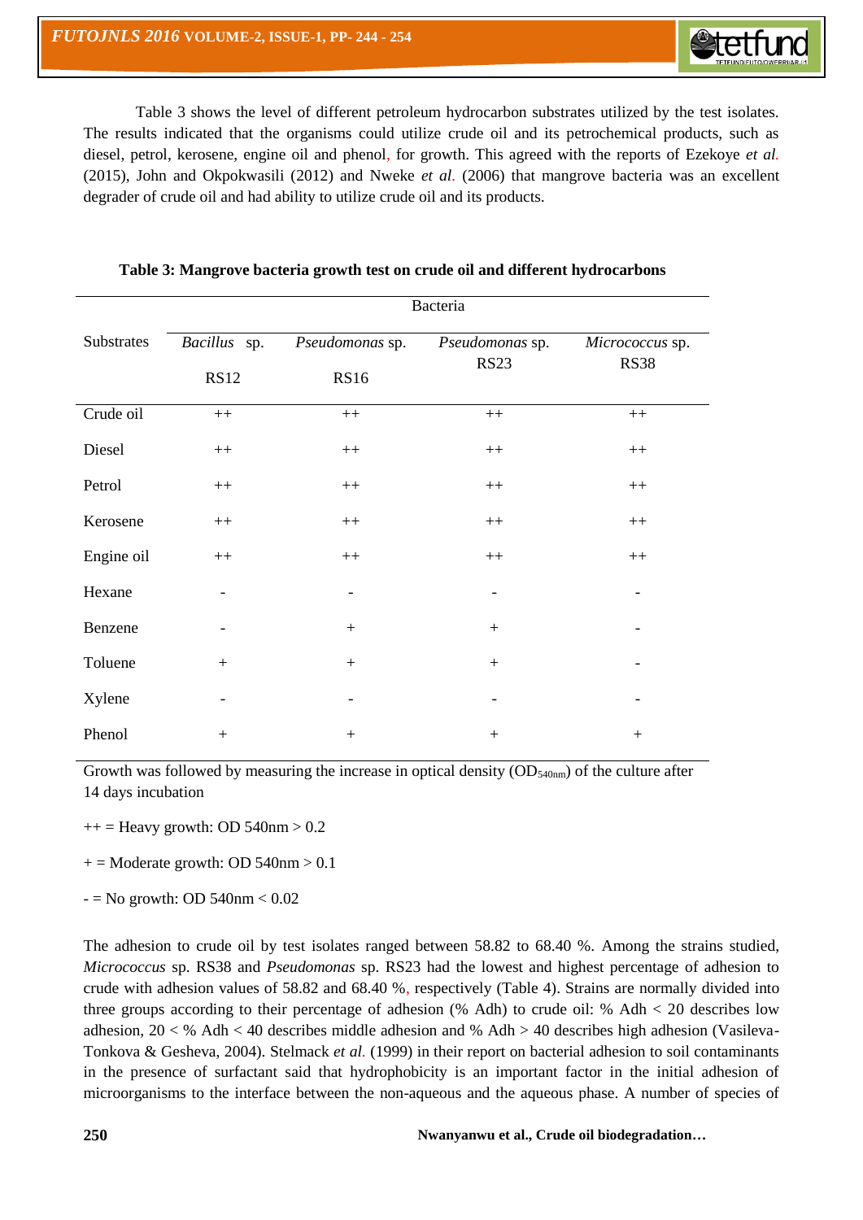Table 3 shows the level of different petroleum hydrocarbon substrates utilized by the test isolates. The results indicated that the organisms could utilize crude oil and its petrochemical products, such as diesel, petrol, kerosene, engine oil and phenol, for growth. This agreed with the reports of Ezekoye *et al.* (2015), John and Okpokwasili (2012) and Nweke *et al.* (2006) that mangrove bacteria was an excellent degrader of crude oil and had ability to utilize crude oil and its products.

**Table 3: Mangrove bacteria growth test on crude oil and different hydrocarbons**

| Substrates | Bacteria | | | |
|---|---|---|---|---|
| | *Bacillus* sp. RS12 | *Pseudomonas* sp. RS16 | *Pseudomonas* sp. RS23 | *Micrococcus* sp. RS38 |
| Crude oil | ++ | ++ | ++ | ++ |
| Diesel | ++ | ++ | ++ | ++ |
| Petrol | ++ | ++ | ++ | ++ |
| Kerosene | ++ | ++ | ++ | ++ |
| Engine oil | ++ | ++ | ++ | ++ |
| Hexane | - | - | - | - |
| Benzene | - | + | + | - |
| Toluene | + | + | + | - |
| Xylene | - | - | - | - |
| Phenol | + | + | + | + |

Growth was followed by measuring the increase in optical density ($OD_{540nm}$) of the culture after 14 days incubation

++ = Heavy growth: OD 540nm > 0.2

+ = Moderate growth: OD 540nm > 0.1

- = No growth: OD 540nm < 0.02

The adhesion to crude oil by test isolates ranged between 58.82 to 68.40 %. Among the strains studied, *Micrococcus* sp. RS38 and *Pseudomonas* sp. RS23 had the lowest and highest percentage of adhesion to crude with adhesion values of 58.82 and 68.40 %, respectively (Table 4). Strains are normally divided into three groups according to their percentage of adhesion (% Adh) to crude oil: % Adh < 20 describes low adhesion, 20 < % Adh < 40 describes middle adhesion and % Adh > 40 describes high adhesion (Vasileva-Tonkova & Gesheva, 2004). Stelmack *et al.* (1999) in their report on bacterial adhesion to soil contaminants in the presence of surfactant said that hydrophobicity is an important factor in the initial adhesion of microorganisms to the interface between the non-aqueous and the aqueous phase. A number of species of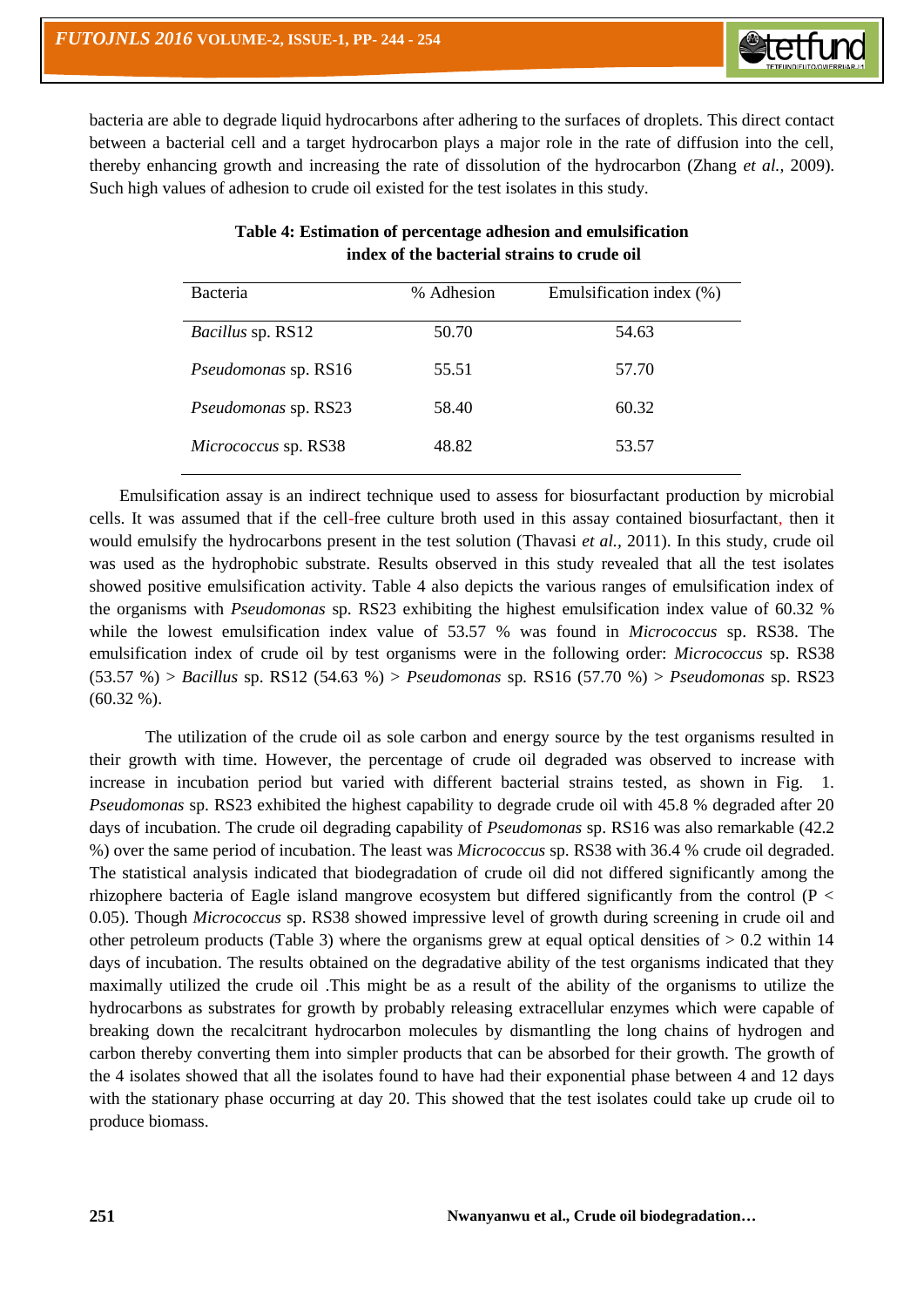bacteria are able to degrade liquid hydrocarbons after adhering to the surfaces of droplets. This direct contact between a bacterial cell and a target hydrocarbon plays a major role in the rate of diffusion into the cell, thereby enhancing growth and increasing the rate of dissolution of the hydrocarbon (Zhang *et al.,* 2009). Such high values of adhesion to crude oil existed for the test isolates in this study.

**Table 4: Estimation of percentage adhesion and emulsification index of the bacterial strains to crude oil**

| Bacteria | % Adhesion | Emulsification index (%) |
|---|---|---|
| *Bacillus* sp. RS12 | 50.70 | 54.63 |
| *Pseudomonas* sp. RS16 | 55.51 | 57.70 |
| *Pseudomonas* sp. RS23 | 58.40 | 60.32 |
| *Micrococcus* sp. RS38 | 48.82 | 53.57 |

Emulsification assay is an indirect technique used to assess for biosurfactant production by microbial cells. It was assumed that if the cell-free culture broth used in this assay contained biosurfactant, then it would emulsify the hydrocarbons present in the test solution (Thavasi *et al.,* 2011). In this study, crude oil was used as the hydrophobic substrate. Results observed in this study revealed that all the test isolates showed positive emulsification activity. Table 4 also depicts the various ranges of emulsification index of the organisms with *Pseudomonas* sp. RS23 exhibiting the highest emulsification index value of 60.32 % while the lowest emulsification index value of 53.57 % was found in *Micrococcus* sp. RS38. The emulsification index of crude oil by test organisms were in the following order: *Micrococcus* sp. RS38 (53.57 %) > *Bacillus* sp. RS12 (54.63 %) > *Pseudomonas* sp. RS16 (57.70 %) > *Pseudomonas* sp. RS23 (60.32 %).

The utilization of the crude oil as sole carbon and energy source by the test organisms resulted in their growth with time. However, the percentage of crude oil degraded was observed to increase with increase in incubation period but varied with different bacterial strains tested, as shown in Fig. 1. *Pseudomonas* sp. RS23 exhibited the highest capability to degrade crude oil with 45.8 % degraded after 20 days of incubation. The crude oil degrading capability of *Pseudomonas* sp. RS16 was also remarkable (42.2 %) over the same period of incubation. The least was *Micrococcus* sp. RS38 with 36.4 % crude oil degraded. The statistical analysis indicated that biodegradation of crude oil did not differed significantly among the rhizophere bacteria of Eagle island mangrove ecosystem but differed significantly from the control ($P < 0.05$). Though *Micrococcus* sp. RS38 showed impressive level of growth during screening in crude oil and other petroleum products (Table 3) where the organisms grew at equal optical densities of > 0.2 within 14 days of incubation. The results obtained on the degradative ability of the test organisms indicated that they maximally utilized the crude oil .This might be as a result of the ability of the organisms to utilize the hydrocarbons as substrates for growth by probably releasing extracellular enzymes which were capable of breaking down the recalcitrant hydrocarbon molecules by dismantling the long chains of hydrogen and carbon thereby converting them into simpler products that can be absorbed for their growth. The growth of the 4 isolates showed that all the isolates found to have had their exponential phase between 4 and 12 days with the stationary phase occurring at day 20. This showed that the test isolates could take up crude oil to produce biomass.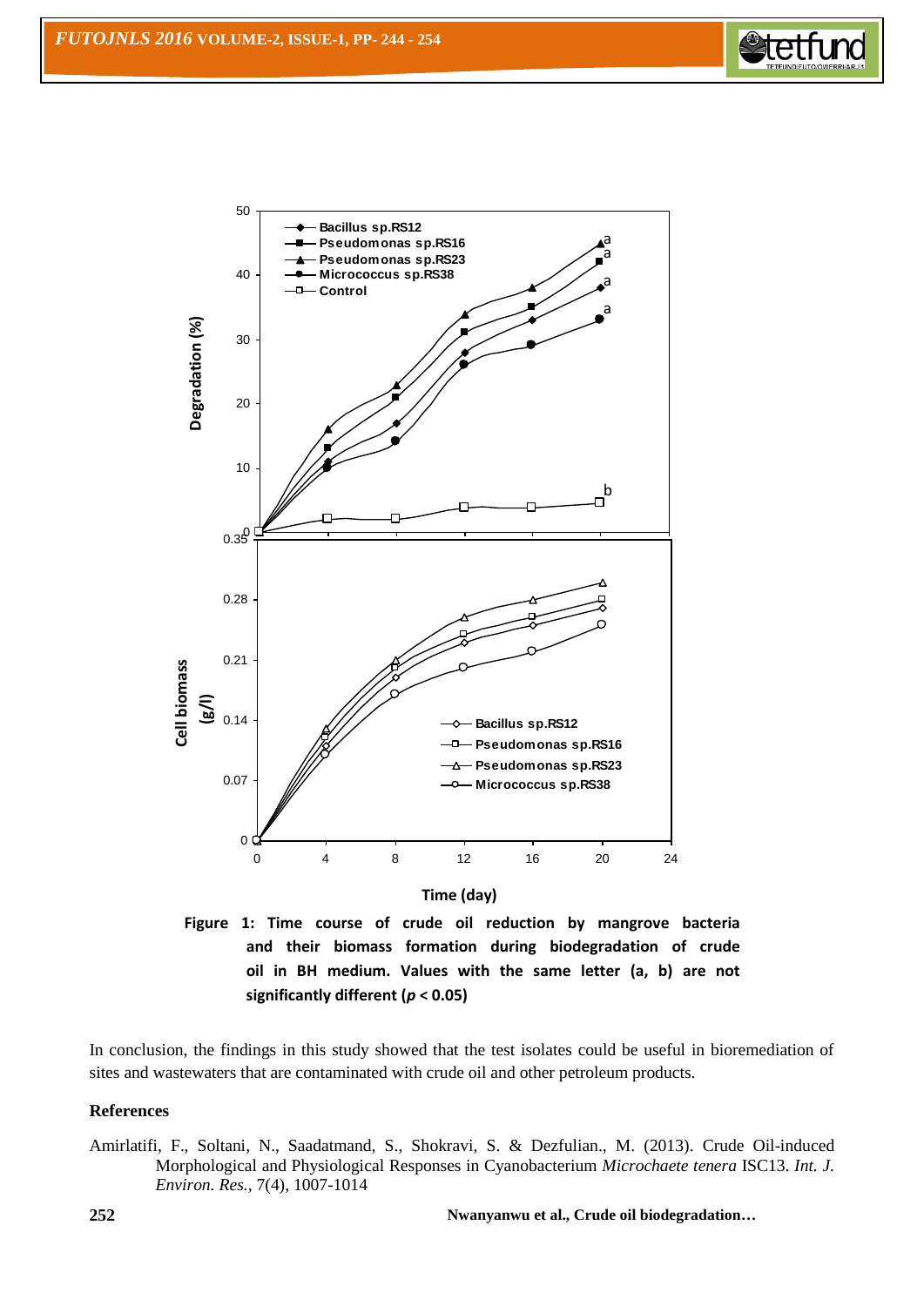**Figure 1: Time course of crude oil reduction by mangrove bacteria and their biomass formation during biodegradation of crude oil in BH medium. Values with the same letter (a, b) are not significantly different ($p < 0.05$)**

In conclusion, the findings in this study showed that the test isolates could be useful in bioremediation of sites and wastewaters that are contaminated with crude oil and other petroleum products.

## References

Amirlatifi, F., Soltani, N., Saadatmand, S., Shokravi, S. & Dezfulian., M. (2013). Crude Oil-induced Morphological and Physiological Responses in Cyanobacterium *Microchaete tenera* ISC13. *Int. J. Environ. Res.*, 7(4), 1007-1014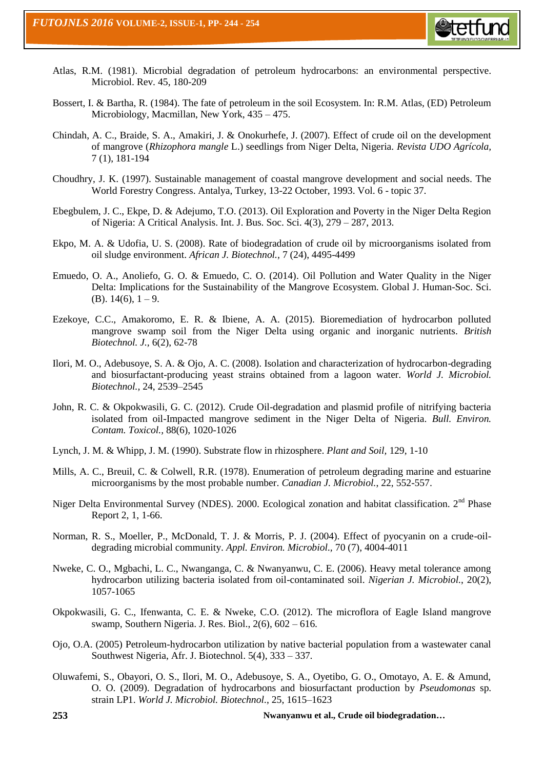Atlas, R.M. (1981). Microbial degradation of petroleum hydrocarbons: an environmental perspective. Microbiol. Rev. 45, 180-209

Bossert, I. & Bartha, R. (1984). The fate of petroleum in the soil Ecosystem. In: R.M. Atlas, (ED) Petroleum Microbiology, Macmillan, New York, 435 – 475.

Chindah, A. C., Braide, S. A., Amakiri, J. & Onokurhefe, J. (2007). Effect of crude oil on the development of mangrove (*Rhizophora mangle* L.) seedlings from Niger Delta, Nigeria. *Revista UDO Agrícola*, 7 (1), 181-194

Choudhry, J. K. (1997). Sustainable management of coastal mangrove development and social needs. The World Forestry Congress. Antalya, Turkey, 13-22 October, 1993. Vol. 6 - topic 37.

Ebegbulem, J. C., Ekpe, D. & Adejumo, T.O. (2013). Oil Exploration and Poverty in the Niger Delta Region of Nigeria: A Critical Analysis. Int. J. Bus. Soc. Sci. 4(3), 279 – 287, 2013.

Ekpo, M. A. & Udofia, U. S. (2008). Rate of biodegradation of crude oil by microorganisms isolated from oil sludge environment. *African J. Biotechnol.,* 7 (24), 4495-4499

Emuedo, O. A., Anoliefo, G. O. & Emuedo, C. O. (2014). Oil Pollution and Water Quality in the Niger Delta: Implications for the Sustainability of the Mangrove Ecosystem. Global J. Human-Soc. Sci. (B). 14(6), 1 – 9.

Ezekoye, C.C., Amakoromo, E. R. & Ibiene, A. A. (2015). Bioremediation of hydrocarbon polluted mangrove swamp soil from the Niger Delta using organic and inorganic nutrients. *British Biotechnol. J.,* 6(2), 62-78

Ilori, M. O., Adebusoye, S. A. & Ojo, A. C. (2008). Isolation and characterization of hydrocarbon-degrading and biosurfactant-producing yeast strains obtained from a lagoon water. *World J. Microbiol. Biotechnol.,* 24, 2539–2545

John, R. C. & Okpokwasili, G. C. (2012). Crude Oil-degradation and plasmid profile of nitrifying bacteria isolated from oil-Impacted mangrove sediment in the Niger Delta of Nigeria. *Bull. Environ. Contam. Toxicol.,* 88(6), 1020-1026

Lynch, J. M. & Whipp, J. M. (1990). Substrate flow in rhizosphere. *Plant and Soil,* 129, 1-10

Mills, A. C., Breuil, C. & Colwell, R.R. (1978). Enumeration of petroleum degrading marine and estuarine microorganisms by the most probable number. *Canadian J. Microbiol.,* 22, 552-557.

Niger Delta Environmental Survey (NDES). 2000. Ecological zonation and habitat classification. 2nd Phase Report 2, 1, 1-66.

Norman, R. S., Moeller, P., McDonald, T. J. & Morris, P. J. (2004). Effect of pyocyanin on a crude-oil-degrading microbial community. *Appl. Environ. Microbiol.,* 70 (7), 4004-4011

Nweke, C. O., Mgbachi, L. C., Nwanganga, C. & Nwanyanwu, C. E. (2006). Heavy metal tolerance among hydrocarbon utilizing bacteria isolated from oil-contaminated soil. *Nigerian J. Microbiol.,* 20(2), 1057-1065

Okpokwasili, G. C., Ifenwanta, C. E. & Nweke, C.O. (2012). The microflora of Eagle Island mangrove swamp, Southern Nigeria. J. Res. Biol., 2(6), 602 – 616.

Ojo, O.A. (2005) Petroleum-hydrocarbon utilization by native bacterial population from a wastewater canal Southwest Nigeria, Afr. J. Biotechnol. 5(4), 333 – 337.

Oluwafemi, S., Obayori, O. S., Ilori, M. O., Adebusoye, S. A., Oyetibo, G. O., Omotayo, A. E. & Amund, O. O. (2009). Degradation of hydrocarbons and biosurfactant production by *Pseudomonas* sp. strain LP1. *World J. Microbiol. Biotechnol.,* 25, 1615–1623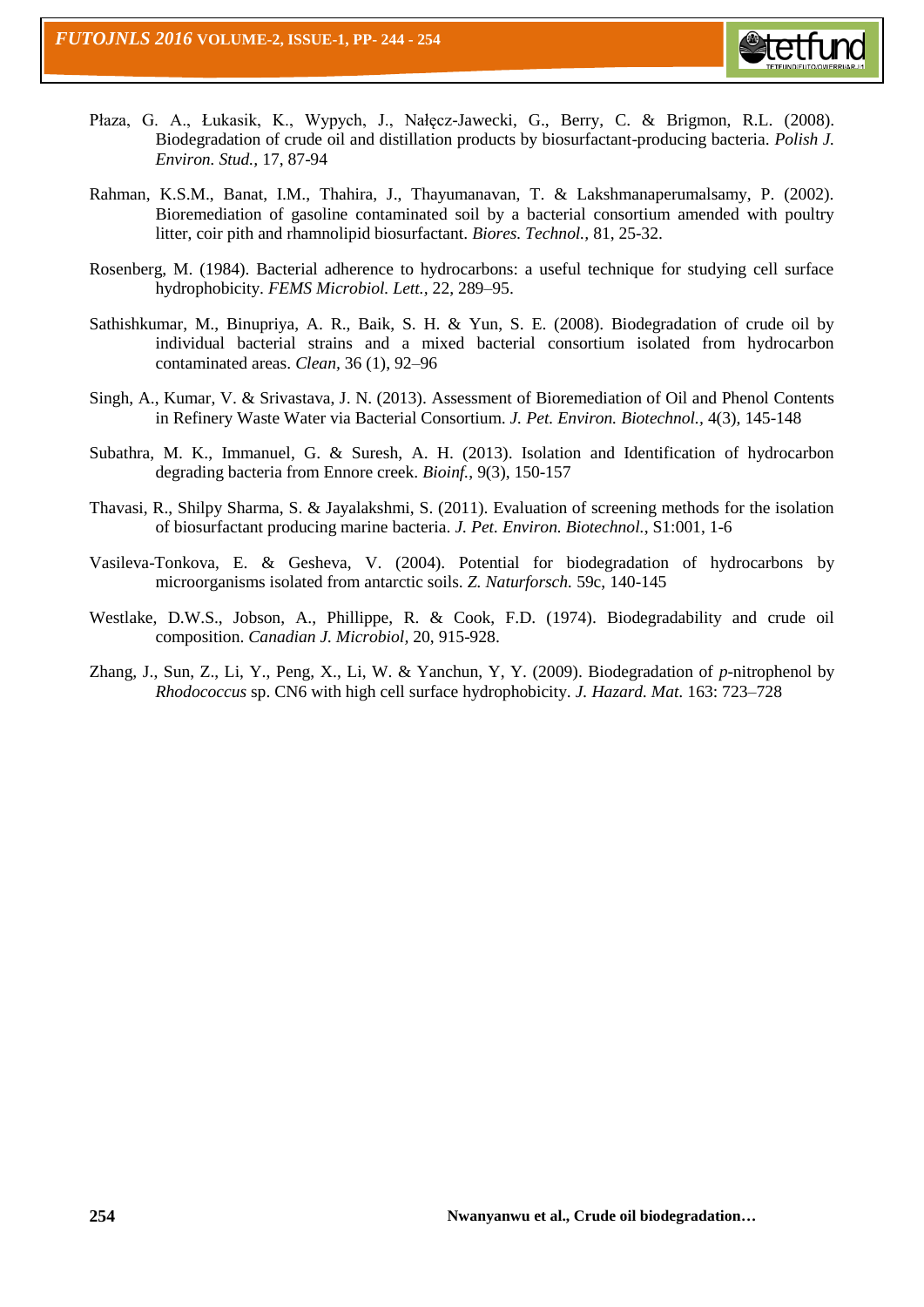Płaza, G. A., Łukasik, K., Wypych, J., Nałęcz-Jawecki, G., Berry, C. & Brigmon, R.L. (2008). Biodegradation of crude oil and distillation products by biosurfactant-producing bacteria. *Polish J. Environ. Stud.,* 17, 87-94

Rahman, K.S.M., Banat, I.M., Thahira, J., Thayumanavan, T. & Lakshmanaperumalsamy, P. (2002). Bioremediation of gasoline contaminated soil by a bacterial consortium amended with poultry litter, coir pith and rhamnolipid biosurfactant. *Biores. Technol.,* 81, 25-32.

Rosenberg, M. (1984). Bacterial adherence to hydrocarbons: a useful technique for studying cell surface hydrophobicity. *FEMS Microbiol. Lett.,* 22, 289–95.

Sathishkumar, M., Binupriya, A. R., Baik, S. H. & Yun, S. E. (2008). Biodegradation of crude oil by individual bacterial strains and a mixed bacterial consortium isolated from hydrocarbon contaminated areas. *Clean,* 36 (1), 92–96

Singh, A., Kumar, V. & Srivastava, J. N. (2013). Assessment of Bioremediation of Oil and Phenol Contents in Refinery Waste Water via Bacterial Consortium. *J. Pet. Environ. Biotechnol.,* 4(3), 145-148

Subathra, M. K., Immanuel, G. & Suresh, A. H. (2013). Isolation and Identification of hydrocarbon degrading bacteria from Ennore creek. *Bioinf.,* 9(3), 150-157

Thavasi, R., Shilpy Sharma, S. & Jayalakshmi, S. (2011). Evaluation of screening methods for the isolation of biosurfactant producing marine bacteria. *J. Pet. Environ. Biotechnol.,* S1:001, 1-6

Vasileva-Tonkova, E. & Gesheva, V. (2004). Potential for biodegradation of hydrocarbons by microorganisms isolated from antarctic soils. *Z. Naturforsch.* 59c, 140-145

Westlake, D.W.S., Jobson, A., Phillippe, R. & Cook, F.D. (1974). Biodegradability and crude oil composition. *Canadian J. Microbiol,* 20, 915-928.

Zhang, J., Sun, Z., Li, Y., Peng, X., Li, W. & Yanchun, Y, Y. (2009). Biodegradation of *p*-nitrophenol by *Rhodococcus* sp. CN6 with high cell surface hydrophobicity. *J. Hazard. Mat.* 163: 723–728